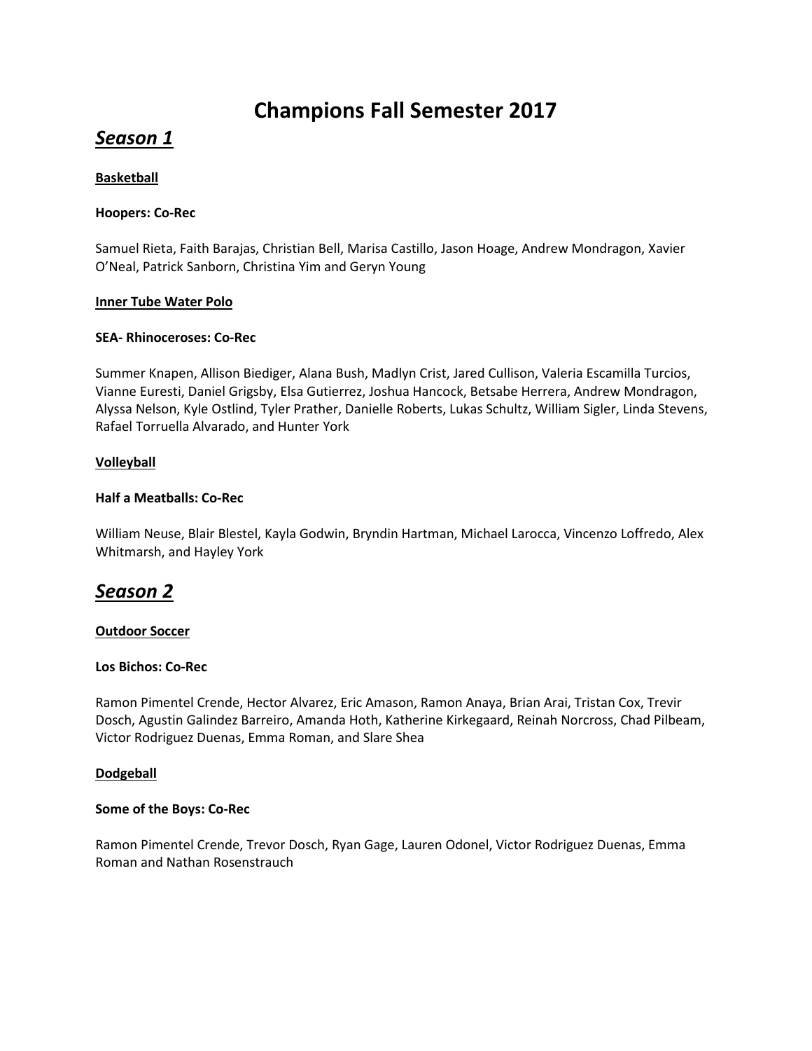# Champions Fall Semester 2017

## *Season 1*

**Basketball**

**Hoopers: Co-Rec**

Samuel Rieta, Faith Barajas, Christian Bell, Marisa Castillo, Jason Hoage, Andrew Mondragon, Xavier O'Neal, Patrick Sanborn, Christina Yim and Geryn Young

**Inner Tube Water Polo**

**SEA- Rhinoceroses: Co-Rec**

Summer Knapen, Allison Biediger, Alana Bush, Madlyn Crist, Jared Cullison, Valeria Escamilla Turcios, Vianne Euresti, Daniel Grigsby, Elsa Gutierrez, Joshua Hancock, Betsabe Herrera, Andrew Mondragon, Alyssa Nelson, Kyle Ostlind, Tyler Prather, Danielle Roberts, Lukas Schultz, William Sigler, Linda Stevens, Rafael Torruella Alvarado, and Hunter York

**Volleyball**

**Half a Meatballs: Co-Rec**

William Neuse, Blair Blestel, Kayla Godwin, Bryndin Hartman, Michael Larocca, Vincenzo Loffredo, Alex Whitmarsh, and Hayley York

## *Season 2*

**Outdoor Soccer**

**Los Bichos: Co-Rec**

Ramon Pimentel Crende, Hector Alvarez, Eric Amason, Ramon Anaya, Brian Arai, Tristan Cox, Trevir Dosch, Agustin Galindez Barreiro, Amanda Hoth, Katherine Kirkegaard, Reinah Norcross, Chad Pilbeam, Victor Rodriguez Duenas, Emma Roman, and Slare Shea

**Dodgeball**

**Some of the Boys: Co-Rec**

Ramon Pimentel Crende, Trevor Dosch, Ryan Gage, Lauren Odonel, Victor Rodriguez Duenas, Emma Roman and Nathan Rosenstrauch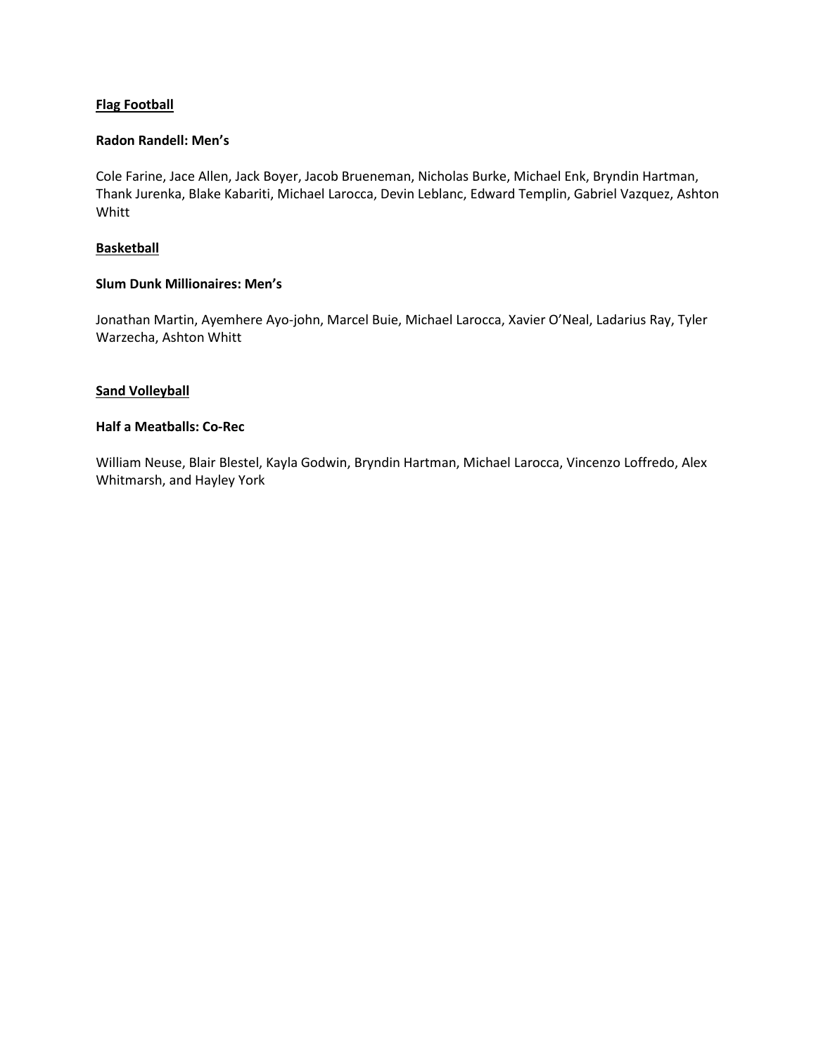**Flag Football**

**Radon Randell: Men's**

Cole Farine, Jace Allen, Jack Boyer, Jacob Brueneman, Nicholas Burke, Michael Enk, Bryndin Hartman, Thank Jurenka, Blake Kabariti, Michael Larocca, Devin Leblanc, Edward Templin, Gabriel Vazquez, Ashton Whitt

**Basketball**

**Slum Dunk Millionaires: Men's**

Jonathan Martin, Ayemhere Ayo-john, Marcel Buie, Michael Larocca, Xavier O'Neal, Ladarius Ray, Tyler Warzecha, Ashton Whitt

**Sand Volleyball**

**Half a Meatballs: Co-Rec**

William Neuse, Blair Blestel, Kayla Godwin, Bryndin Hartman, Michael Larocca, Vincenzo Loffredo, Alex Whitmarsh, and Hayley York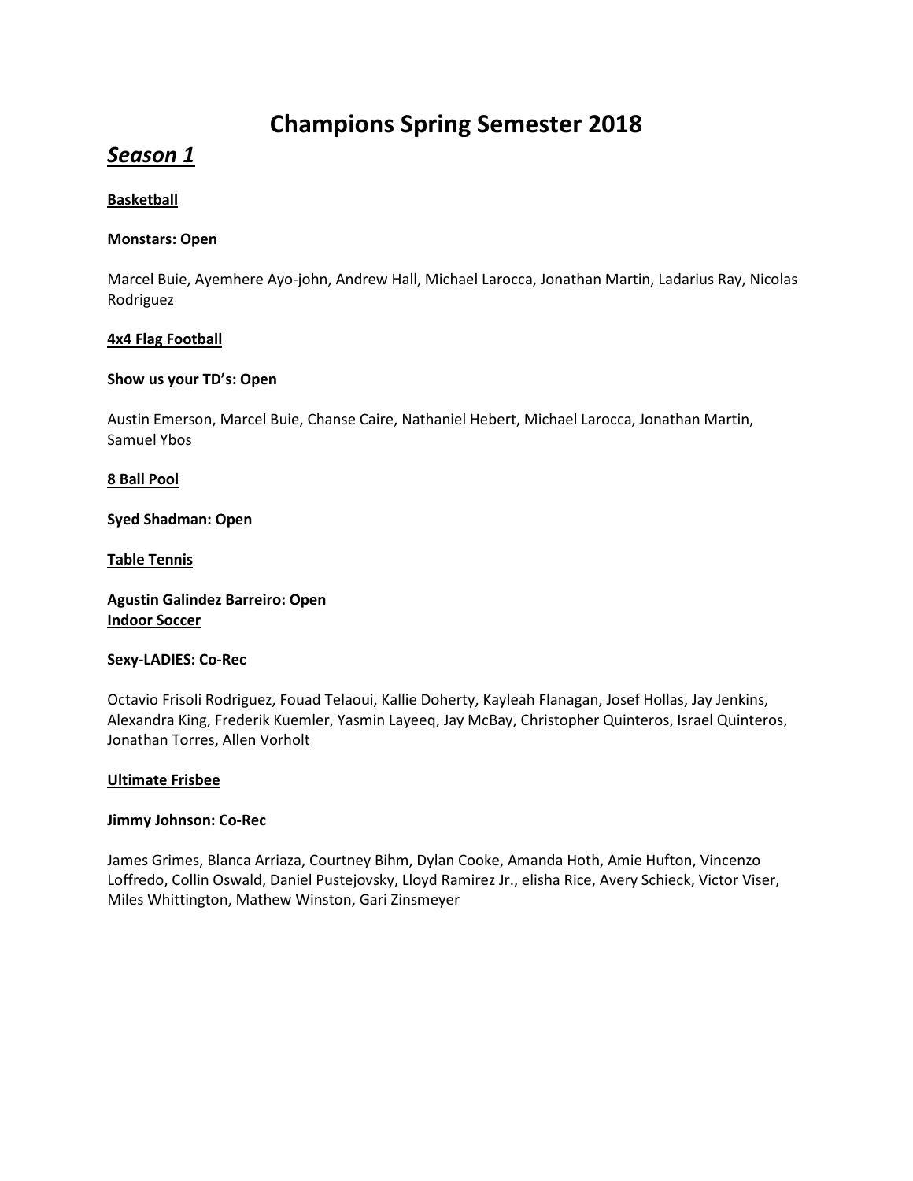# Champions Spring Semester 2018

## ***Season 1***

**Basketball**

**Monstars: Open**

Marcel Buie, Ayemhere Ayo-john, Andrew Hall, Michael Larocca, Jonathan Martin, Ladarius Ray, Nicolas Rodriguez

**4x4 Flag Football**

**Show us your TD's: Open**

Austin Emerson, Marcel Buie, Chanse Caire, Nathaniel Hebert, Michael Larocca, Jonathan Martin, Samuel Ybos

**8 Ball Pool**

**Syed Shadman: Open**

**Table Tennis**

**Agustin Galindez Barreiro: Open**

**Indoor Soccer**

**Sexy-LADIES: Co-Rec**

Octavio Frisoli Rodriguez, Fouad Telaoui, Kallie Doherty, Kayleah Flanagan, Josef Hollas, Jay Jenkins, Alexandra King, Frederik Kuemler, Yasmin Layeeq, Jay McBay, Christopher Quinteros, Israel Quinteros, Jonathan Torres, Allen Vorholt

**Ultimate Frisbee**

**Jimmy Johnson: Co-Rec**

James Grimes, Blanca Arriaza, Courtney Bihm, Dylan Cooke, Amanda Hoth, Amie Hufton, Vincenzo Loffredo, Collin Oswald, Daniel Pustejovsky, Lloyd Ramirez Jr., elisha Rice, Avery Schieck, Victor Viser, Miles Whittington, Mathew Winston, Gari Zinsmeyer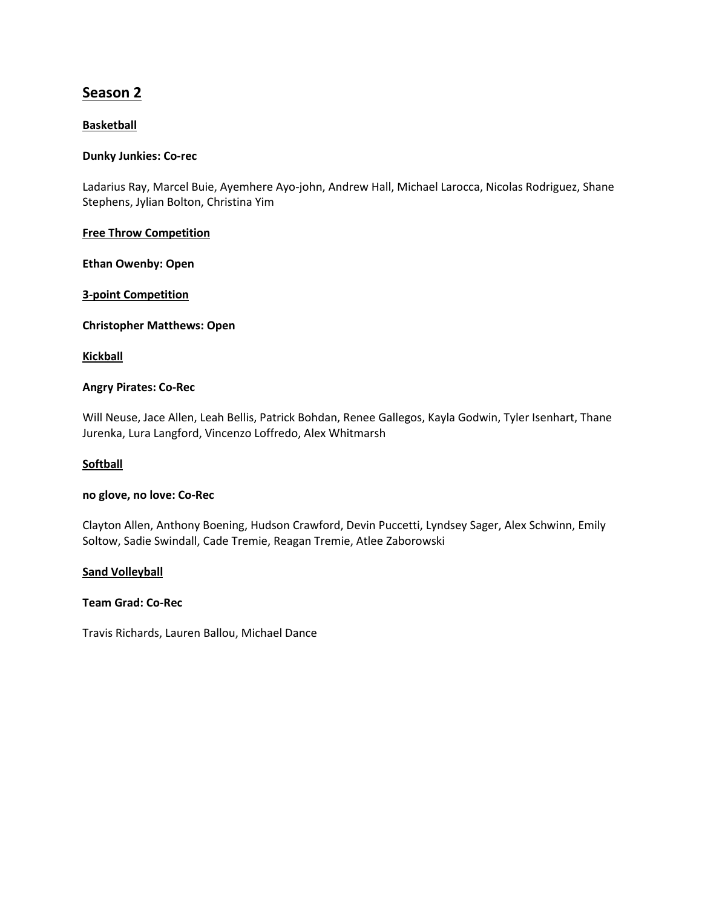## Season 2

**Basketball**

**Dunky Junkies: Co-rec**

Ladarius Ray, Marcel Buie, Ayemhere Ayo-john, Andrew Hall, Michael Larocca, Nicolas Rodriguez, Shane Stephens, Jylian Bolton, Christina Yim

**Free Throw Competition**

**Ethan Owenby: Open**

**3-point Competition**

**Christopher Matthews: Open**

**Kickball**

**Angry Pirates: Co-Rec**

Will Neuse, Jace Allen, Leah Bellis, Patrick Bohdan, Renee Gallegos, Kayla Godwin, Tyler Isenhart, Thane Jurenka, Lura Langford, Vincenzo Loffredo, Alex Whitmarsh

**Softball**

**no glove, no love: Co-Rec**

Clayton Allen, Anthony Boening, Hudson Crawford, Devin Puccetti, Lyndsey Sager, Alex Schwinn, Emily Soltow, Sadie Swindall, Cade Tremie, Reagan Tremie, Atlee Zaborowski

**Sand Volleyball**

**Team Grad: Co-Rec**

Travis Richards, Lauren Ballou, Michael Dance